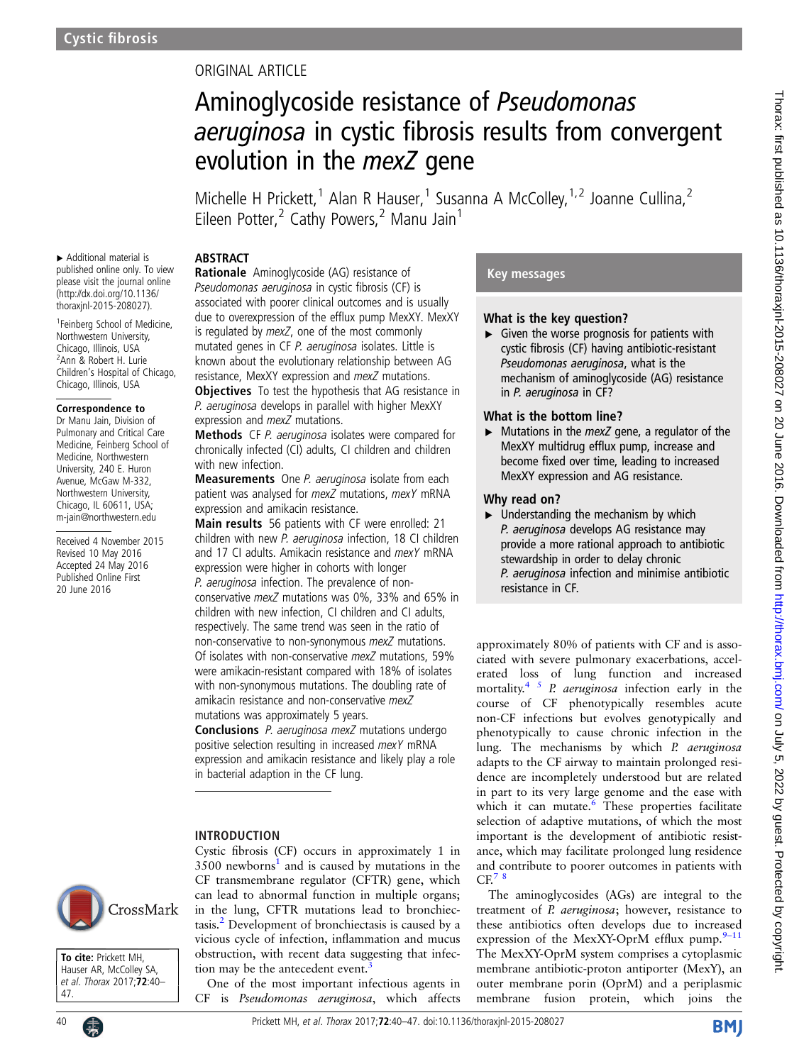ORIGINAL ARTICLE

# Aminoglycoside resistance of *Pseudomonas aeruginosa* in cystic fibrosis results from convergent evolution in the *mexZ* gene

Michelle H Prickett,[1] Alan R Hauser,[1] Susanna A McColley,[1,2] Joanne Cullina,[2] Eileen Potter,[2] Cathy Powers,[2] Manu Jain[1]

▸ Additional material is published online only. To view please visit the journal online (http://dx.doi.org/10.1136/thoraxjnl-2015-208027).

[1]Feinberg School of Medicine, Northwestern University, Chicago, Illinois, USA
[2]Ann & Robert H. Lurie Children's Hospital of Chicago, Chicago, Illinois, USA

**Correspondence to**
Dr Manu Jain, Division of Pulmonary and Critical Care Medicine, Feinberg School of Medicine, Northwestern University, 240 E. Huron Avenue, McGaw M-332, Northwestern University, Chicago, IL 60611, USA; m-jain@northwestern.edu

Received 4 November 2015
Revised 10 May 2016
Accepted 24 May 2016
Published Online First 20 June 2016

**To cite:** Prickett MH, Hauser AR, McColley SA, *et al*. *Thorax* 2017;**72**:40–47.

## ABSTRACT

**Rationale** Aminoglycoside (AG) resistance of *Pseudomonas aeruginosa* in cystic fibrosis (CF) is associated with poorer clinical outcomes and is usually due to overexpression of the efflux pump MexXY. MexXY is regulated by *mexZ*, one of the most commonly mutated genes in CF *P. aeruginosa* isolates. Little is known about the evolutionary relationship between AG resistance, MexXY expression and *mexZ* mutations.
**Objectives** To test the hypothesis that AG resistance in *P. aeruginosa* develops in parallel with higher MexXY expression and *mexZ* mutations.
**Methods** CF *P. aeruginosa* isolates were compared for chronically infected (CI) adults, CI children and children with new infection.
**Measurements** One *P. aeruginosa* isolate from each patient was analysed for *mexZ* mutations, *mexY* mRNA expression and amikacin resistance.
**Main results** 56 patients with CF were enrolled: 21 children with new *P. aeruginosa* infection, 18 CI children and 17 CI adults. Amikacin resistance and *mexY* mRNA expression were higher in cohorts with longer *P. aeruginosa* infection. The prevalence of non-conservative *mexZ* mutations was 0%, 33% and 65% in children with new infection, CI children and CI adults, respectively. The same trend was seen in the ratio of non-conservative to non-synonymous *mexZ* mutations. Of isolates with non-conservative *mexZ* mutations, 59% were amikacin-resistant compared with 18% of isolates with non-synonymous mutations. The doubling rate of amikacin resistance and non-conservative *mexZ* mutations was approximately 5 years.
**Conclusions** *P. aeruginosa mexZ* mutations undergo positive selection resulting in increased *mexY* mRNA expression and amikacin resistance and likely play a role in bacterial adaption in the CF lung.

## Key messages

### What is the key question?

▸ Given the worse prognosis for patients with cystic fibrosis (CF) having antibiotic-resistant *Pseudomonas aeruginosa*, what is the mechanism of aminoglycoside (AG) resistance in *P. aeruginosa* in CF?

### What is the bottom line?

▸ Mutations in the *mexZ* gene, a regulator of the MexXY multidrug efflux pump, increase and become fixed over time, leading to increased MexXY expression and AG resistance.

### Why read on?

▸ Understanding the mechanism by which *P. aeruginosa* develops AG resistance may provide a more rational approach to antibiotic stewardship in order to delay chronic *P. aeruginosa* infection and minimise antibiotic resistance in CF.

## INTRODUCTION

Cystic fibrosis (CF) occurs in approximately 1 in 3500 newborns[1] and is caused by mutations in the CF transmembrane regulator (CFTR) gene, which can lead to abnormal function in multiple organs; in the lung, CFTR mutations lead to bronchiectasis.[2] Development of bronchiectasis is caused by a vicious cycle of infection, inflammation and mucus obstruction, with recent data suggesting that infection may be the antecedent event.[3]

One of the most important infectious agents in CF is *Pseudomonas aeruginosa*, which affects approximately 80% of patients with CF and is associated with severe pulmonary exacerbations, accelerated loss of lung function and increased mortality.[4,5] *P. aeruginosa* infection early in the course of CF phenotypically resembles acute non-CF infections but evolves genotypically and phenotypically to cause chronic infection in the lung. The mechanisms by which *P. aeruginosa* adapts to the CF airway to maintain prolonged residence are incompletely understood but are related in part to its very large genome and the ease with which it can mutate.[6] These properties facilitate selection of adaptive mutations, of which the most important is the development of antibiotic resistance, which may facilitate prolonged lung residence and contribute to poorer outcomes in patients with CF.[7,8]

The aminoglycosides (AGs) are integral to the treatment of *P. aeruginosa*; however, resistance to these antibiotics often develops due to increased expression of the MexXY-OprM efflux pump.[9–11] The MexXY-OprM system comprises a cytoplasmic membrane antibiotic-proton antiporter (MexY), an outer membrane porin (OprM) and a periplasmic membrane fusion protein, which joins the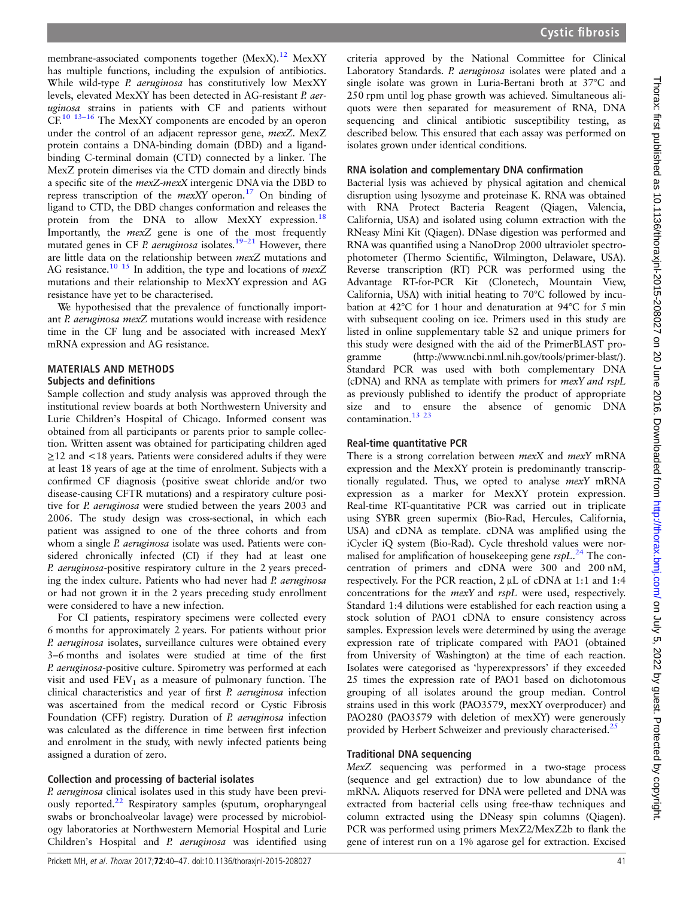membrane-associated components together (MexX).[12] MexXY has multiple functions, including the expulsion of antibiotics. While wild-type *P. aeruginosa* has constitutively low MexXY levels, elevated MexXY has been detected in AG-resistant *P. aeruginosa* strains in patients with CF and patients without CF.[10 13–16] The MexXY components are encoded by an operon under the control of an adjacent repressor gene, *mexZ*. MexZ protein contains a DNA-binding domain (DBD) and a ligand-binding C-terminal domain (CTD) connected by a linker. The MexZ protein dimerises via the CTD domain and directly binds a specific site of the *mexZ-mexX* intergenic DNA via the DBD to repress transcription of the *mexXY* operon.[17] On binding of ligand to CTD, the DBD changes conformation and releases the protein from the DNA to allow MexXY expression.[18] Importantly, the *mexZ* gene is one of the most frequently mutated genes in CF *P. aeruginosa* isolates.[19–21] However, there are little data on the relationship between *mexZ* mutations and AG resistance.[10 15] In addition, the type and locations of *mexZ* mutations and their relationship to MexXY expression and AG resistance have yet to be characterised.

We hypothesised that the prevalence of functionally important *P. aeruginosa mexZ* mutations would increase with residence time in the CF lung and be associated with increased MexY mRNA expression and AG resistance.

## MATERIALS AND METHODS

### Subjects and definitions

Sample collection and study analysis was approved through the institutional review boards at both Northwestern University and Lurie Children's Hospital of Chicago. Informed consent was obtained from all participants or parents prior to sample collection. Written assent was obtained for participating children aged ≥12 and <18 years. Patients were considered adults if they were at least 18 years of age at the time of enrolment. Subjects with a confirmed CF diagnosis (positive sweat chloride and/or two disease-causing CFTR mutations) and a respiratory culture positive for *P. aeruginosa* were studied between the years 2003 and 2006. The study design was cross-sectional, in which each patient was assigned to one of the three cohorts and from whom a single *P. aeruginosa* isolate was used. Patients were considered chronically infected (CI) if they had at least one *P. aeruginosa*-positive respiratory culture in the 2 years preceding the index culture. Patients who had never had *P. aeruginosa* or had not grown it in the 2 years preceding study enrollment were considered to have a new infection.

For CI patients, respiratory specimens were collected every 6 months for approximately 2 years. For patients without prior *P. aeruginosa* isolates, surveillance cultures were obtained every 3–6 months and isolates were studied at time of the first *P. aeruginosa*-positive culture. Spirometry was performed at each visit and used $FEV_1$ as a measure of pulmonary function. The clinical characteristics and year of first *P. aeruginosa* infection was ascertained from the medical record or Cystic Fibrosis Foundation (CFF) registry. Duration of *P. aeruginosa* infection was calculated as the difference in time between first infection and enrolment in the study, with newly infected patients being assigned a duration of zero.

### Collection and processing of bacterial isolates

*P. aeruginosa* clinical isolates used in this study have been previously reported.[22] Respiratory samples (sputum, oropharyngeal swabs or bronchoalveolar lavage) were processed by microbiology laboratories at Northwestern Memorial Hospital and Lurie Children's Hospital and *P. aeruginosa* was identified using criteria approved by the National Committee for Clinical Laboratory Standards. *P. aeruginosa* isolates were plated and a single isolate was grown in Luria-Bertani broth at 37°C and 250 rpm until log phase growth was achieved. Simultaneous aliquots were then separated for measurement of RNA, DNA sequencing and clinical antibiotic susceptibility testing, as described below. This ensured that each assay was performed on isolates grown under identical conditions.

### RNA isolation and complementary DNA confirmation

Bacterial lysis was achieved by physical agitation and chemical disruption using lysozyme and proteinase K. RNA was obtained with RNA Protect Bacteria Reagent (Qiagen, Valencia, California, USA) and isolated using column extraction with the RNeasy Mini Kit (Qiagen). DNase digestion was performed and RNA was quantified using a NanoDrop 2000 ultraviolet spectrophotometer (Thermo Scientific, Wilmington, Delaware, USA). Reverse transcription (RT) PCR was performed using the Advantage RT-for-PCR Kit (Clonetech, Mountain View, California, USA) with initial heating to 70°C followed by incubation at 42°C for 1 hour and denaturation at 94°C for 5 min with subsequent cooling on ice. Primers used in this study are listed in online supplementary table S2 and unique primers for this study were designed with the aid of the PrimerBLAST programme (http://www.ncbi.nml.nih.gov/tools/primer-blast/). Standard PCR was used with both complementary DNA (cDNA) and RNA as template with primers for *mexY and rspL* as previously published to identify the product of appropriate size and to ensure the absence of genomic DNA contamination.[13 23]

### Real-time quantitative PCR

There is a strong correlation between *mexX* and *mexY* mRNA expression and the MexXY protein is predominantly transcriptionally regulated. Thus, we opted to analyse *mexY* mRNA expression as a marker for MexXY protein expression. Real-time RT-quantitative PCR was carried out in triplicate using SYBR green supermix (Bio-Rad, Hercules, California, USA) and cDNA as template. cDNA was amplified using the iCycler iQ system (Bio-Rad). Cycle threshold values were normalised for amplification of housekeeping gene *rspL*.[24] The concentration of primers and cDNA were 300 and 200 nM, respectively. For the PCR reaction, 2 µL of cDNA at 1:1 and 1:4 concentrations for the *mexY* and *rspL* were used, respectively. Standard 1:4 dilutions were established for each reaction using a stock solution of PAO1 cDNA to ensure consistency across samples. Expression levels were determined by using the average expression rate of triplicate compared with PAO1 (obtained from University of Washington) at the time of each reaction. Isolates were categorised as 'hyperexpressors' if they exceeded 25 times the expression rate of PAO1 based on dichotomous grouping of all isolates around the group median. Control strains used in this work (PAO3579, mexXY overproducer) and PAO280 (PAO3579 with deletion of mexXY) were generously provided by Herbert Schweizer and previously characterised.[25]

### Traditional DNA sequencing

*MexZ* sequencing was performed in a two-stage process (sequence and gel extraction) due to low abundance of the mRNA. Aliquots reserved for DNA were pelleted and DNA was extracted from bacterial cells using free-thaw techniques and column extracted using the DNeasy spin columns (Qiagen). PCR was performed using primers MexZ2/MexZ2b to flank the gene of interest run on a 1% agarose gel for extraction. Excised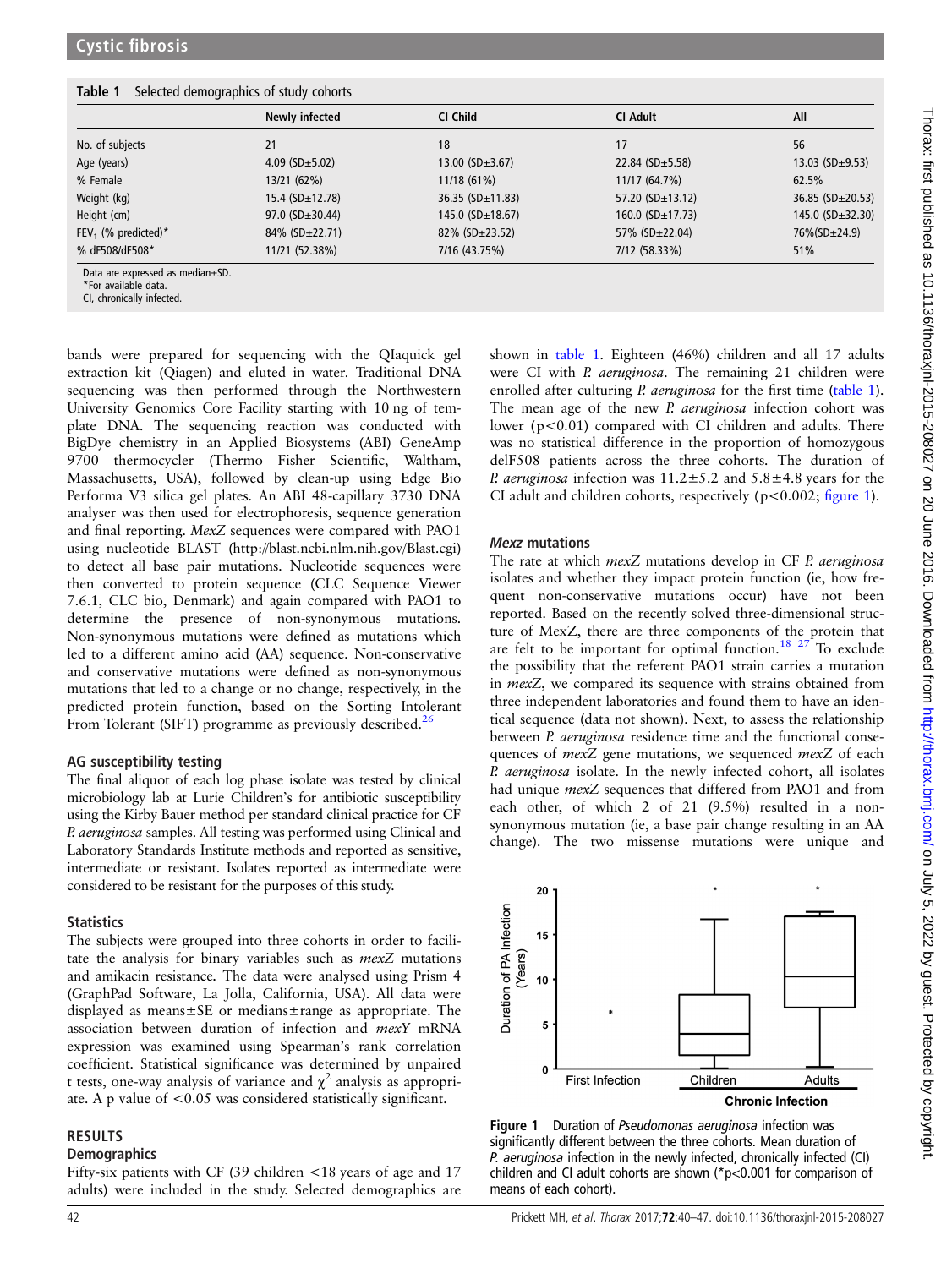**Table 1** Selected demographics of study cohorts

| | Newly infected | CI Child | CI Adult | All |
|---|---|---|---|---|
| No. of subjects | 21 | 18 | 17 | 56 |
| Age (years) | 4.09 (SD±5.02) | 13.00 (SD±3.67) | 22.84 (SD±5.58) | 13.03 (SD±9.53) |
| % Female | 13/21 (62%) | 11/18 (61%) | 11/17 (64.7%) | 62.5% |
| Weight (kg) | 15.4 (SD±12.78) | 36.35 (SD±11.83) | 57.20 (SD±13.12) | 36.85 (SD±20.53) |
| Height (cm) | 97.0 (SD±30.44) | 145.0 (SD±18.67) | 160.0 (SD±17.73) | 145.0 (SD±32.30) |
| $FEV_1$ (% predicted)* | 84% (SD±22.71) | 82% (SD±23.52) | 57% (SD±22.04) | 76%(SD±24.9) |
| % dF508/dF508* | 11/21 (52.38%) | 7/16 (43.75%) | 7/12 (58.33%) | 51% |

Data are expressed as median±SD.
*For available data.
CI, chronically infected.

bands were prepared for sequencing with the QIaquick gel extraction kit (Qiagen) and eluted in water. Traditional DNA sequencing was then performed through the Northwestern University Genomics Core Facility starting with 10 ng of template DNA. The sequencing reaction was conducted with BigDye chemistry in an Applied Biosystems (ABI) GeneAmp 9700 thermocycler (Thermo Fisher Scientific, Waltham, Massachusetts, USA), followed by clean-up using Edge Bio Performa V3 silica gel plates. An ABI 48-capillary 3730 DNA analyser was then used for electrophoresis, sequence generation and final reporting. *MexZ* sequences were compared with PAO1 using nucleotide BLAST (http://blast.ncbi.nlm.nih.gov/Blast.cgi) to detect all base pair mutations. Nucleotide sequences were then converted to protein sequence (CLC Sequence Viewer 7.6.1, CLC bio, Denmark) and again compared with PAO1 to determine the presence of non-synonymous mutations. Non-synonymous mutations were defined as mutations which led to a different amino acid (AA) sequence. Non-conservative and conservative mutations were defined as non-synonymous mutations that led to a change or no change, respectively, in the predicted protein function, based on the Sorting Intolerant From Tolerant (SIFT) programme as previously described.[26]

### AG susceptibility testing

The final aliquot of each log phase isolate was tested by clinical microbiology lab at Lurie Children's for antibiotic susceptibility using the Kirby Bauer method per standard clinical practice for CF *P. aeruginosa* samples. All testing was performed using Clinical and Laboratory Standards Institute methods and reported as sensitive, intermediate or resistant. Isolates reported as intermediate were considered to be resistant for the purposes of this study.

### Statistics

The subjects were grouped into three cohorts in order to facilitate the analysis for binary variables such as *mexZ* mutations and amikacin resistance. The data were analysed using Prism 4 (GraphPad Software, La Jolla, California, USA). All data were displayed as means±SE or medians±range as appropriate. The association between duration of infection and *mexY* mRNA expression was examined using Spearman's rank correlation coefficient. Statistical significance was determined by unpaired t tests, one-way analysis of variance and $\chi^2$ analysis as appropriate. A p value of <0.05 was considered statistically significant.

## RESULTS

### Demographics

Fifty-six patients with CF (39 children <18 years of age and 17 adults) were included in the study. Selected demographics are shown in table 1. Eighteen (46%) children and all 17 adults were CI with *P. aeruginosa*. The remaining 21 children were enrolled after culturing *P. aeruginosa* for the first time (table 1). The mean age of the new *P. aeruginosa* infection cohort was lower (p<0.01) compared with CI children and adults. There was no statistical difference in the proportion of homozygous delF508 patients across the three cohorts. The duration of *P. aeruginosa* infection was 11.2±5.2 and 5.8±4.8 years for the CI adult and children cohorts, respectively (p<0.002; figure 1).

### *Mexz* mutations

The rate at which *mexZ* mutations develop in CF *P. aeruginosa* isolates and whether they impact protein function (ie, how frequent non-conservative mutations occur) have not been reported. Based on the recently solved three-dimensional structure of MexZ, there are three components of the protein that are felt to be important for optimal function.[18 27] To exclude the possibility that the referent PAO1 strain carries a mutation in *mexZ*, we compared its sequence with strains obtained from three independent laboratories and found them to have an identical sequence (data not shown). Next, to assess the relationship between *P. aeruginosa* residence time and the functional consequences of *mexZ* gene mutations, we sequenced *mexZ* of each *P. aeruginosa* isolate. In the newly infected cohort, all isolates had unique *mexZ* sequences that differed from PAO1 and from each other, of which 2 of 21 (9.5%) resulted in a non-synonymous mutation (ie, a base pair change resulting in an AA change). The two missense mutations were unique and

**Figure 1** Duration of *Pseudomonas aeruginosa* infection was significantly different between the three cohorts. Mean duration of *P. aeruginosa* infection in the newly infected, chronically infected (CI) children and CI adult cohorts are shown (*p<0.001 for comparison of means of each cohort).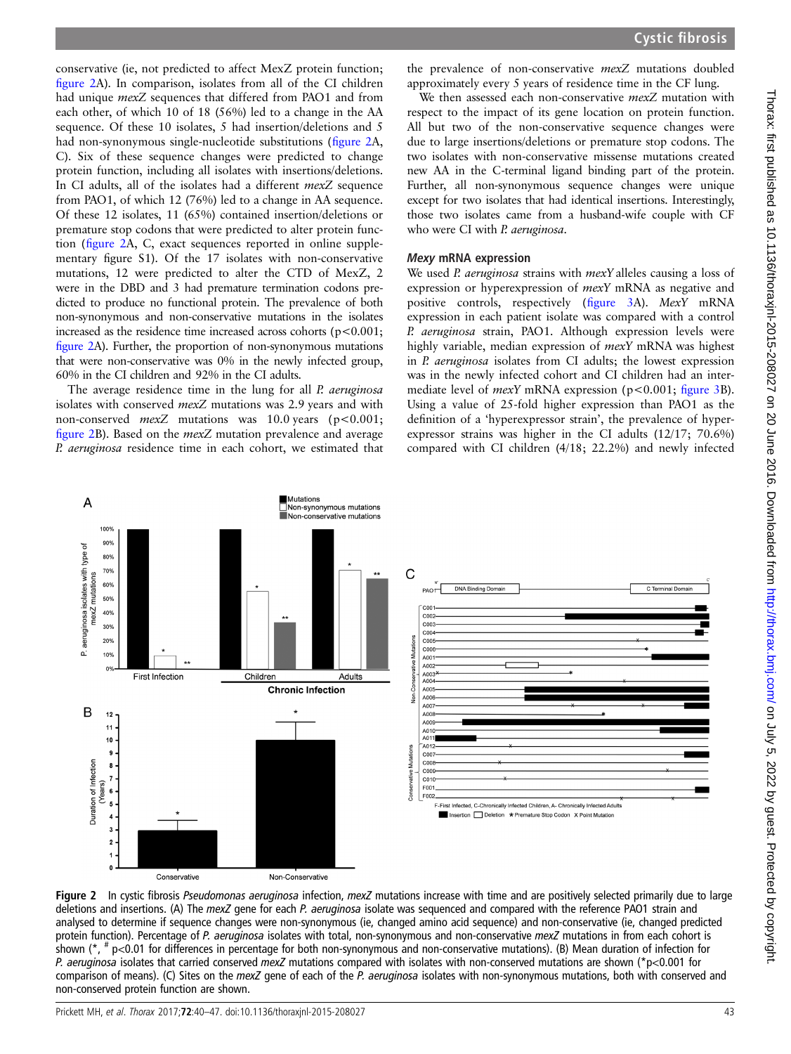conservative (ie, not predicted to affect MexZ protein function; figure 2A). In comparison, isolates from all of the CI children had unique *mexZ* sequences that differed from PAO1 and from each other, of which 10 of 18 (56%) led to a change in the AA sequence. Of these 10 isolates, 5 had insertion/deletions and 5 had non-synonymous single-nucleotide substitutions (figure 2A, C). Six of these sequence changes were predicted to change protein function, including all isolates with insertions/deletions. In CI adults, all of the isolates had a different *mexZ* sequence from PAO1, of which 12 (76%) led to a change in AA sequence. Of these 12 isolates, 11 (65%) contained insertion/deletions or premature stop codons that were predicted to alter protein function (figure 2A, C, exact sequences reported in online supplementary figure S1). Of the 17 isolates with non-conservative mutations, 12 were predicted to alter the CTD of MexZ, 2 were in the DBD and 3 had premature termination codons predicted to produce no functional protein. The prevalence of both non-synonymous and non-conservative mutations in the isolates increased as the residence time increased across cohorts ($p<0.001$; figure 2A). Further, the proportion of non-synonymous mutations that were non-conservative was 0% in the newly infected group, 60% in the CI children and 92% in the CI adults.

The average residence time in the lung for all *P. aeruginosa* isolates with conserved *mexZ* mutations was 2.9 years and with non-conserved *mexZ* mutations was 10.0 years ($p<0.001$; figure 2B). Based on the *mexZ* mutation prevalence and average *P. aeruginosa* residence time in each cohort, we estimated that the prevalence of non-conservative *mexZ* mutations doubled approximately every 5 years of residence time in the CF lung.

We then assessed each non-conservative *mexZ* mutation with respect to the impact of its gene location on protein function. All but two of the non-conservative sequence changes were due to large insertions/deletions or premature stop codons. The two isolates with non-conservative missense mutations created new AA in the C-terminal ligand binding part of the protein. Further, all non-synonymous sequence changes were unique except for two isolates that had identical insertions. Interestingly, those two isolates came from a husband-wife couple with CF who were CI with *P. aeruginosa*.

### *Mexy* mRNA expression

We used *P. aeruginosa* strains with *mexY* alleles causing a loss of expression or hyperexpression of *mexY* mRNA as negative and positive controls, respectively (figure 3A). *MexY* mRNA expression in each patient isolate was compared with a control *P. aeruginosa* strain, PAO1. Although expression levels were highly variable, median expression of *mexY* mRNA was highest in *P. aeruginosa* isolates from CI adults; the lowest expression was in the newly infected cohort and CI children had an intermediate level of *mexY* mRNA expression ($p<0.001$; figure 3B). Using a value of 25-fold higher expression than PAO1 as the definition of a 'hyperexpressor strain', the prevalence of hyperexpressor strains was higher in the CI adults (12/17; 70.6%) compared with CI children (4/18; 22.2%) and newly infected

A
Mutations
Non-synonymous mutations
Non-conservative mutations
P. aeruginosa isolates with type of mexZ mutations
100%
90%
80%
70%
60%
50%
40%
30%
20%
10%
0%
First Infection
Children
Adults
Chronic Infection

B
Duration of Infection (Years)
12
11
10
9
8
7
6
5
4
3
2
1
0
Conservative
Non-Conservative

C
PAO1
DNA Binding Domain
C Terminal Domain
Non-Conservative Mutations
C001 C002 C003 C004 C005 C006 A001 A002 A003 A004 A005 A006 A007 A008 A009 A010 A011
Conservative Mutations
A012 C007 C008 C009 C010 F001 F002
F-First Infected, C-Chronically Infected Children, A- Chronically Infected Adults
Insertion  Deletion  ★Premature Stop Codon  X Point Mutation

**Figure 2** In cystic fibrosis *Pseudomonas aeruginosa* infection, *mexZ* mutations increase with time and are positively selected primarily due to large deletions and insertions. (A) The *mexZ* gene for each *P. aeruginosa* isolate was sequenced and compared with the reference PAO1 strain and analysed to determine if sequence changes were non-synonymous (ie, changed amino acid sequence) and non-conservative (ie, changed predicted protein function). Percentage of *P. aeruginosa* isolates with total, non-synonymous and non-conservative *mexZ* mutations in from each cohort is shown (*, # $p<0.01$ for differences in percentage for both non-synonymous and non-conservative mutations). (B) Mean duration of infection for *P. aeruginosa* isolates that carried conserved *mexZ* mutations compared with isolates with non-conserved mutations are shown (*$p<0.001$ for comparison of means). (C) Sites on the *mexZ* gene of each of the *P. aeruginosa* isolates with non-synonymous mutations, both with conserved and non-conserved protein function are shown.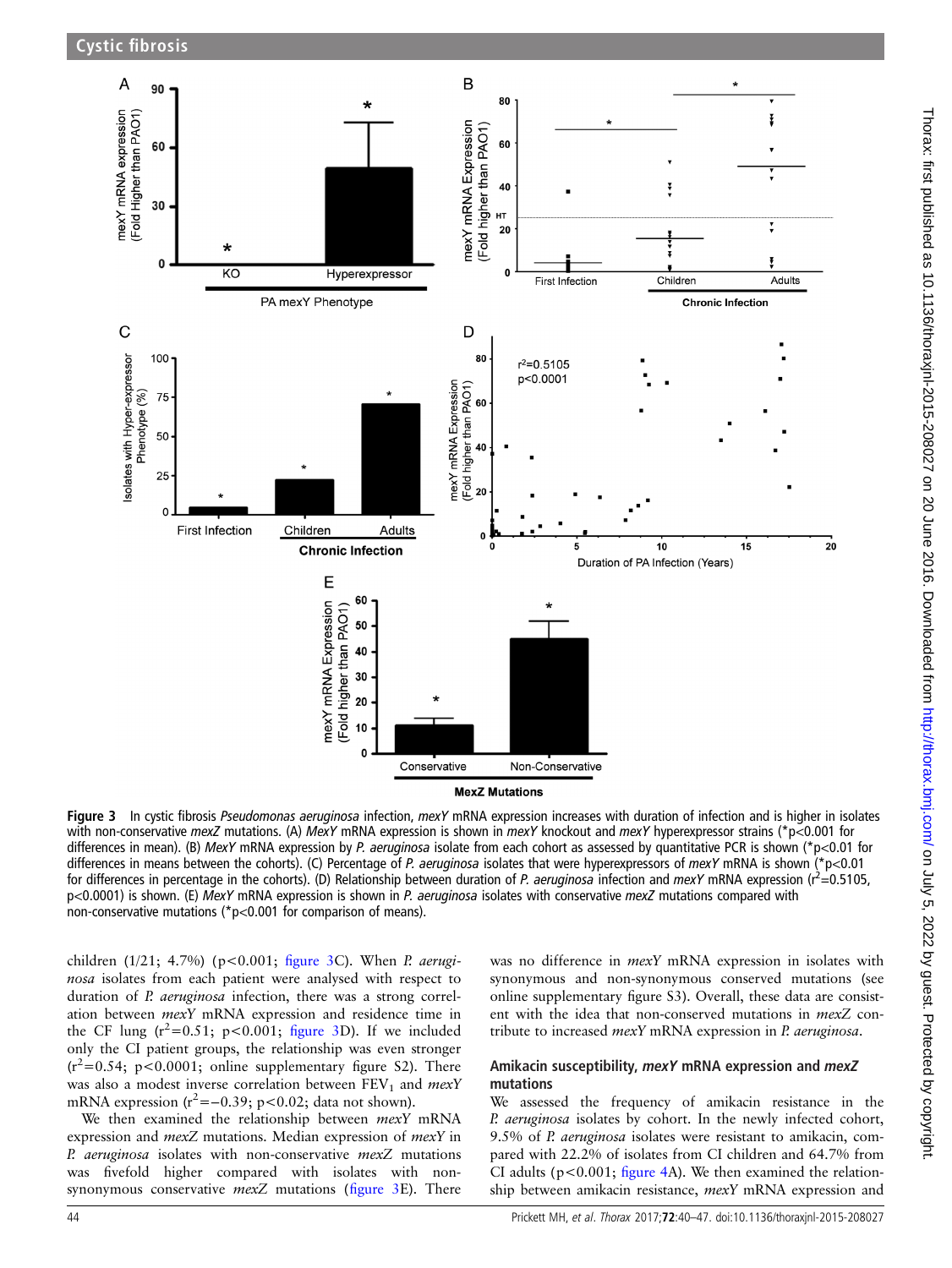A

mexY mRNA expression (Fold Higher than PAO1)

90

60

30

0

*

*

KO

Hyperexpressor

PA mexY Phenotype

B

mexY mRNA Expression (Fold higher than PAO1)

80

60

40

HT

20

0

*

*

First Infection

Children

Adults

Chronic Infection

C

Isolates with Hyper-expressor Phenotype (%)

100

75

50

25

0

*

*

*

First Infection

Children

Adults

Chronic Infection

D

mexY mRNA Expression (Fold higher than PAO1)

80

60

40

20

0

$r^2$=0.5105

p<0.0001

0

5

10

15

20

Duration of PA Infection (Years)

E

mexY mRNA Expression (Fold higher than PAO1)

60

50

40

30

20

10

0

*

*

Conservative

Non-Conservative

MexZ Mutations

**Figure 3** In cystic fibrosis *Pseudomonas aeruginosa* infection, *mexY* mRNA expression increases with duration of infection and is higher in isolates with non-conservative *mexZ* mutations. (A) *MexY* mRNA expression is shown in *mexY* knockout and *mexY* hyperexpressor strains (*p<0.001 for differences in mean). (B) *MexY* mRNA expression by *P. aeruginosa* isolate from each cohort as assessed by quantitative PCR is shown (*p<0.01 for differences in means between the cohorts). (C) Percentage of *P. aeruginosa* isolates that were hyperexpressors of *mexY* mRNA is shown (*p<0.01 for differences in percentage in the cohorts). (D) Relationship between duration of *P. aeruginosa* infection and *mexY* mRNA expression ($r^2$=0.5105, p<0.0001) is shown. (E) *MexY* mRNA expression is shown in *P. aeruginosa* isolates with conservative *mexZ* mutations compared with non-conservative mutations (*p<0.001 for comparison of means).

children (1/21; 4.7%) (p<0.001; figure 3C). When *P. aeruginosa* isolates from each patient were analysed with respect to duration of *P. aeruginosa* infection, there was a strong correlation between *mexY* mRNA expression and residence time in the CF lung ($r^2$=0.51; p<0.001; figure 3D). If we included only the CI patient groups, the relationship was even stronger ($r^2$=0.54; p<0.0001; online supplementary figure S2). There was also a modest inverse correlation between $FEV_1$ and *mexY* mRNA expression ($r^2$=−0.39; p<0.02; data not shown).

We then examined the relationship between *mexY* mRNA expression and *mexZ* mutations. Median expression of *mexY* in *P. aeruginosa* isolates with non-conservative *mexZ* mutations was fivefold higher compared with isolates with non-synonymous conservative *mexZ* mutations (figure 3E). There was no difference in *mexY* mRNA expression in isolates with synonymous and non-synonymous conserved mutations (see online supplementary figure S3). Overall, these data are consistent with the idea that non-conserved mutations in *mexZ* contribute to increased *mexY* mRNA expression in *P. aeruginosa*.

### Amikacin susceptibility, *mexY* mRNA expression and *mexZ* mutations

We assessed the frequency of amikacin resistance in the *P. aeruginosa* isolates by cohort. In the newly infected cohort, 9.5% of *P. aeruginosa* isolates were resistant to amikacin, compared with 22.2% of isolates from CI children and 64.7% from CI adults (p<0.001; figure 4A). We then examined the relationship between amikacin resistance, *mexY* mRNA expression and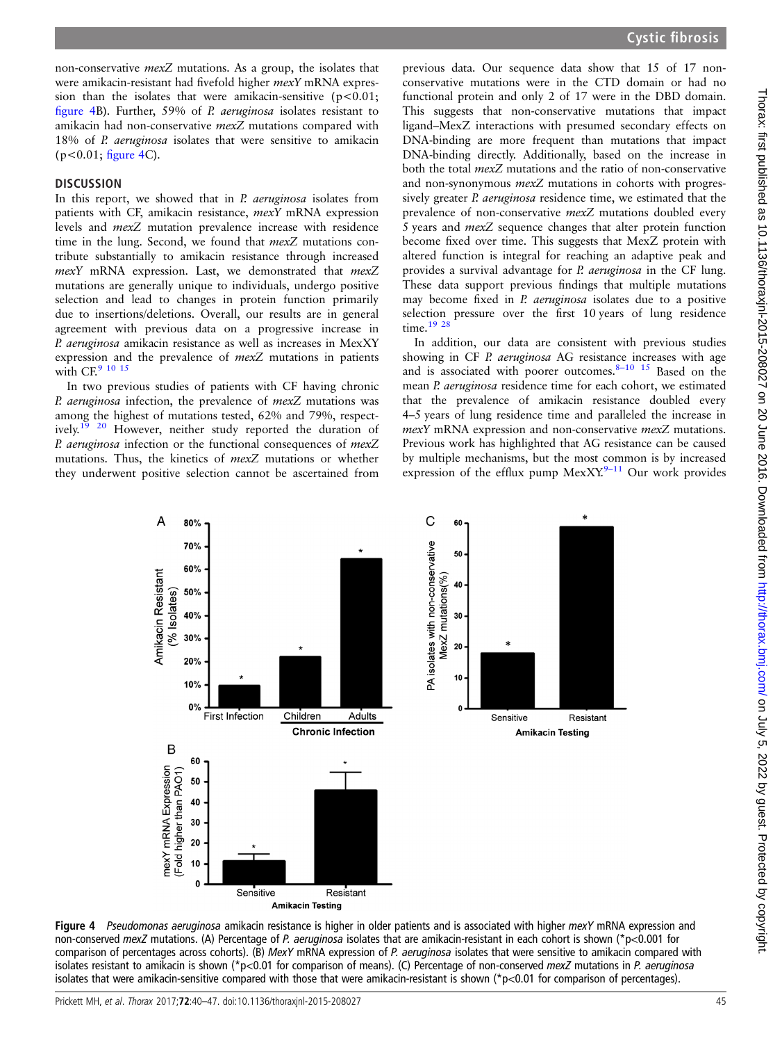non-conservative *mexZ* mutations. As a group, the isolates that were amikacin-resistant had fivefold higher *mexY* mRNA expression than the isolates that were amikacin-sensitive ($p<0.01$; figure 4B). Further, 59% of *P. aeruginosa* isolates resistant to amikacin had non-conservative *mexZ* mutations compared with 18% of *P. aeruginosa* isolates that were sensitive to amikacin ($p<0.01$; figure 4C).

## DISCUSSION

In this report, we showed that in *P. aeruginosa* isolates from patients with CF, amikacin resistance, *mexY* mRNA expression levels and *mexZ* mutation prevalence increase with residence time in the lung. Second, we found that *mexZ* mutations contribute substantially to amikacin resistance through increased *mexY* mRNA expression. Last, we demonstrated that *mexZ* mutations are generally unique to individuals, undergo positive selection and lead to changes in protein function primarily due to insertions/deletions. Overall, our results are in general agreement with previous data on a progressive increase in *P. aeruginosa* amikacin resistance as well as increases in MexXY expression and the prevalence of *mexZ* mutations in patients with CF.[9 10 15]

In two previous studies of patients with CF having chronic *P. aeruginosa* infection, the prevalence of *mexZ* mutations was among the highest of mutations tested, 62% and 79%, respectively.[19 20] However, neither study reported the duration of *P. aeruginosa* infection or the functional consequences of *mexZ* mutations. Thus, the kinetics of *mexZ* mutations or whether they underwent positive selection cannot be ascertained from previous data. Our sequence data show that 15 of 17 non-conservative mutations were in the CTD domain or had no functional protein and only 2 of 17 were in the DBD domain. This suggests that non-conservative mutations that impact ligand–MexZ interactions with presumed secondary effects on DNA-binding are more frequent than mutations that impact DNA-binding directly. Additionally, based on the increase in both the total *mexZ* mutations and the ratio of non-conservative and non-synonymous *mexZ* mutations in cohorts with progressively greater *P. aeruginosa* residence time, we estimated that the prevalence of non-conservative *mexZ* mutations doubled every 5 years and *mexZ* sequence changes that alter protein function become fixed over time. This suggests that MexZ protein with altered function is integral for reaching an adaptive peak and provides a survival advantage for *P. aeruginosa* in the CF lung. These data support previous findings that multiple mutations may become fixed in *P. aeruginosa* isolates due to a positive selection pressure over the first 10 years of lung residence time.[19 28]

In addition, our data are consistent with previous studies showing in CF *P. aeruginosa* AG resistance increases with age and is associated with poorer outcomes.[8–10 15] Based on the mean *P. aeruginosa* residence time for each cohort, we estimated that the prevalence of amikacin resistance doubled every 4–5 years of lung residence time and paralleled the increase in *mexY* mRNA expression and non-conservative *mexZ* mutations. Previous work has highlighted that AG resistance can be caused by multiple mechanisms, but the most common is by increased expression of the efflux pump MexXY.[9–11] Our work provides

A
Amikacin Resistant (% Isolates)
80%
70%
60%
50%
40%
30%
20%
10%
0%
*
*
*
First Infection
Children
Adults
Chronic Infection

B
mexY mRNA Expression (Fold higher than PAO1)
60
50
40
30
20
10
0
*
*
Sensitive
Resistant
Amikacin Testing

C
PA isolates with non-conservative MexZ mutations(%)
60
50
40
30
20
10
0
*
*
Sensitive
Resistant
Amikacin Testing

**Figure 4** *Pseudomonas aeruginosa* amikacin resistance is higher in older patients and is associated with higher *mexY* mRNA expression and non-conserved *mexZ* mutations. (A) Percentage of *P. aeruginosa* isolates that are amikacin-resistant in each cohort is shown (*$p<0.001$ for comparison of percentages across cohorts). (B) *MexY* mRNA expression of *P. aeruginosa* isolates that were sensitive to amikacin compared with isolates resistant to amikacin is shown (*$p<0.01$ for comparison of means). (C) Percentage of non-conserved *mexZ* mutations in *P. aeruginosa* isolates that were amikacin-sensitive compared with those that were amikacin-resistant is shown (*$p<0.01$ for comparison of percentages).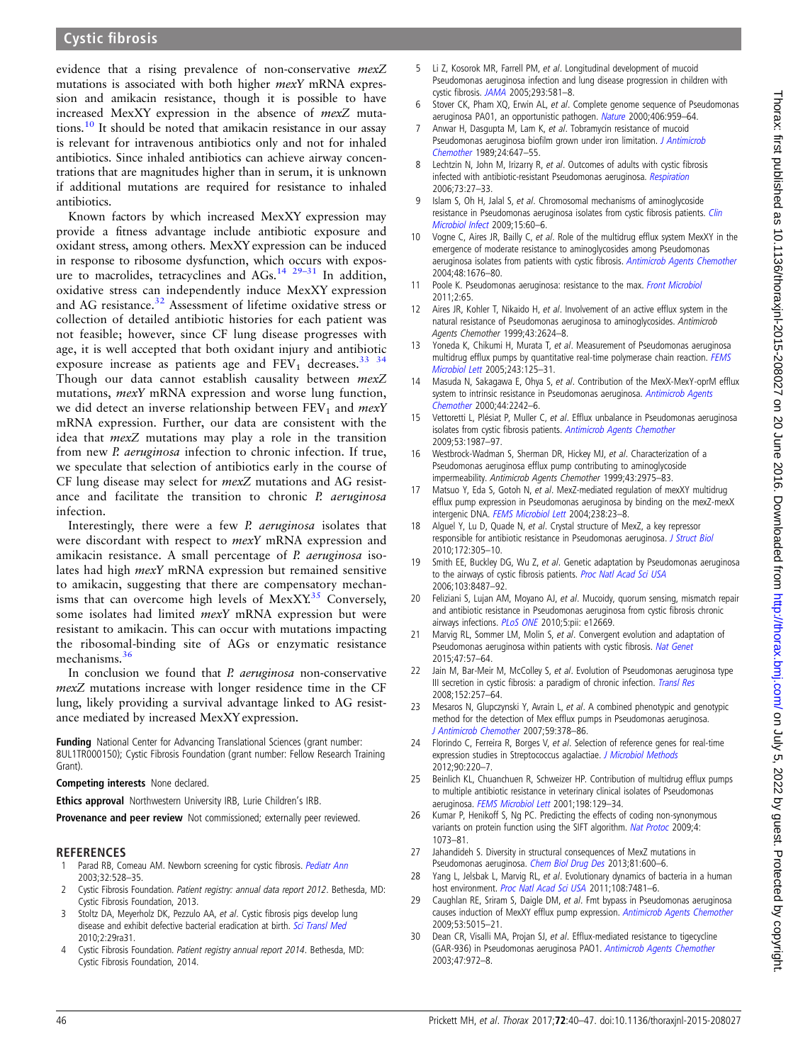evidence that a rising prevalence of non-conservative *mexZ* mutations is associated with both higher *mexY* mRNA expression and amikacin resistance, though it is possible to have increased MexXY expression in the absence of *mexZ* mutations.[10] It should be noted that amikacin resistance in our assay is relevant for intravenous antibiotics only and not for inhaled antibiotics. Since inhaled antibiotics can achieve airway concentrations that are magnitudes higher than in serum, it is unknown if additional mutations are required for resistance to inhaled antibiotics.

Known factors by which increased MexXY expression may provide a fitness advantage include antibiotic exposure and oxidant stress, among others. MexXY expression can be induced in response to ribosome dysfunction, which occurs with exposure to macrolides, tetracyclines and AGs.[14 29–31] In addition, oxidative stress can independently induce MexXY expression and AG resistance.[32] Assessment of lifetime oxidative stress or collection of detailed antibiotic histories for each patient was not feasible; however, since CF lung disease progresses with age, it is well accepted that both oxidant injury and antibiotic exposure increase as patients age and $FEV_1$ decreases.[33 34] Though our data cannot establish causality between *mexZ* mutations, *mexY* mRNA expression and worse lung function, we did detect an inverse relationship between $FEV_1$ and *mexY* mRNA expression. Further, our data are consistent with the idea that *mexZ* mutations may play a role in the transition from new *P. aeruginosa* infection to chronic infection. If true, we speculate that selection of antibiotics early in the course of CF lung disease may select for *mexZ* mutations and AG resistance and facilitate the transition to chronic *P. aeruginosa* infection.

Interestingly, there were a few *P. aeruginosa* isolates that were discordant with respect to *mexY* mRNA expression and amikacin resistance. A small percentage of *P. aeruginosa* isolates had high *mexY* mRNA expression but remained sensitive to amikacin, suggesting that there are compensatory mechanisms that can overcome high levels of MexXY.[35] Conversely, some isolates had limited *mexY* mRNA expression but were resistant to amikacin. This can occur with mutations impacting the ribosomal-binding site of AGs or enzymatic resistance mechanisms.[36]

In conclusion we found that *P. aeruginosa* non-conservative *mexZ* mutations increase with longer residence time in the CF lung, likely providing a survival advantage linked to AG resistance mediated by increased MexXY expression.

**Funding** National Center for Advancing Translational Sciences (grant number: 8UL1TR000150); Cystic Fibrosis Foundation (grant number: Fellow Research Training Grant).

**Competing interests** None declared.

**Ethics approval** Northwestern University IRB, Lurie Children's IRB.

**Provenance and peer review** Not commissioned; externally peer reviewed.

## REFERENCES

1. Parad RB, Comeau AM. Newborn screening for cystic fibrosis. *Pediatr Ann* 2003;32:528–35.
2. Cystic Fibrosis Foundation. *Patient registry: annual data report 2012*. Bethesda, MD: Cystic Fibrosis Foundation, 2013.
3. Stoltz DA, Meyerholz DK, Pezzulo AA, *et al*. Cystic fibrosis pigs develop lung disease and exhibit defective bacterial eradication at birth. *Sci Transl Med* 2010;2:29ra31.
4. Cystic Fibrosis Foundation. *Patient registry annual report 2014*. Bethesda, MD: Cystic Fibrosis Foundation, 2014.
5. Li Z, Kosorok MR, Farrell PM, *et al*. Longitudinal development of mucoid Pseudomonas aeruginosa infection and lung disease progression in children with cystic fibrosis. *JAMA* 2005;293:581–8.
6. Stover CK, Pham XQ, Erwin AL, *et al*. Complete genome sequence of Pseudomonas aeruginosa PA01, an opportunistic pathogen. *Nature* 2000;406:959–64.
7. Anwar H, Dasgupta M, Lam K, *et al*. Tobramycin resistance of mucoid Pseudomonas aeruginosa biofilm grown under iron limitation. *J Antimicrob Chemother* 1989;24:647–55.
8. Lechtzin N, John M, Irizarry R, *et al*. Outcomes of adults with cystic fibrosis infected with antibiotic-resistant Pseudomonas aeruginosa. *Respiration* 2006;73:27–33.
9. Islam S, Oh H, Jalal S, *et al*. Chromosomal mechanisms of aminoglycoside resistance in Pseudomonas aeruginosa isolates from cystic fibrosis patients. *Clin Microbiol Infect* 2009;15:60–6.
10. Vogne C, Aires JR, Bailly C, *et al*. Role of the multidrug efflux system MexXY in the emergence of moderate resistance to aminoglycosides among Pseudomonas aeruginosa isolates from patients with cystic fibrosis. *Antimicrob Agents Chemother* 2004;48:1676–80.
11. Poole K. Pseudomonas aeruginosa: resistance to the max. *Front Microbiol* 2011;2:65.
12. Aires JR, Kohler T, Nikaido H, *et al*. Involvement of an active efflux system in the natural resistance of Pseudomonas aeruginosa to aminoglycosides. *Antimicrob Agents Chemother* 1999;43:2624–8.
13. Yoneda K, Chikumi H, Murata T, *et al*. Measurement of Pseudomonas aeruginosa multidrug efflux pumps by quantitative real-time polymerase chain reaction. *FEMS Microbiol Lett* 2005;243:125–31.
14. Masuda N, Sakagawa E, Ohya S, *et al*. Contribution of the MexX-MexY-oprM efflux system to intrinsic resistance in Pseudomonas aeruginosa. *Antimicrob Agents Chemother* 2000;44:2242–6.
15. Vettoretti L, Plésiat P, Muller C, *et al*. Efflux unbalance in Pseudomonas aeruginosa isolates from cystic fibrosis patients. *Antimicrob Agents Chemother* 2009;53:1987–97.
16. Westbrock-Wadman S, Sherman DR, Hickey MJ, *et al*. Characterization of a Pseudomonas aeruginosa efflux pump contributing to aminoglycoside impermeability. *Antimicrob Agents Chemother* 1999;43:2975–83.
17. Matsuo Y, Eda S, Gotoh N, *et al*. MexZ-mediated regulation of mexXY multidrug efflux pump expression in Pseudomonas aeruginosa by binding on the mexZ-mexX intergenic DNA. *FEMS Microbiol Lett* 2004;238:23–8.
18. Alguel Y, Lu D, Quade N, *et al*. Crystal structure of MexZ, a key repressor responsible for antibiotic resistance in Pseudomonas aeruginosa. *J Struct Biol* 2010;172:305–10.
19. Smith EE, Buckley DG, Wu Z, *et al*. Genetic adaptation by Pseudomonas aeruginosa to the airways of cystic fibrosis patients. *Proc Natl Acad Sci USA* 2006;103:8487–92.
20. Feliziani S, Lujan AM, Moyano AJ, *et al*. Mucoidy, quorum sensing, mismatch repair and antibiotic resistance in Pseudomonas aeruginosa from cystic fibrosis chronic airways infections. *PLoS ONE* 2010;5:pii: e12669.
21. Marvig RL, Sommer LM, Molin S, *et al*. Convergent evolution and adaptation of Pseudomonas aeruginosa within patients with cystic fibrosis. *Nat Genet* 2015;47:57–64.
22. Jain M, Bar-Meir M, McColley S, *et al*. Evolution of Pseudomonas aeruginosa type III secretion in cystic fibrosis: a paradigm of chronic infection. *Transl Res* 2008;152:257–64.
23. Mesaros N, Glupczynski Y, Avrain L, *et al*. A combined phenotypic and genotypic method for the detection of Mex efflux pumps in Pseudomonas aeruginosa. *J Antimicrob Chemother* 2007;59:378–86.
24. Florindo C, Ferreira R, Borges V, *et al*. Selection of reference genes for real-time expression studies in Streptococcus agalactiae. *J Microbiol Methods* 2012;90:220–7.
25. Beinlich KL, Chuanchuen R, Schweizer HP. Contribution of multidrug efflux pumps to multiple antibiotic resistance in veterinary clinical isolates of Pseudomonas aeruginosa. *FEMS Microbiol Lett* 2001;198:129–34.
26. Kumar P, Henikoff S, Ng PC. Predicting the effects of coding non-synonymous variants on protein function using the SIFT algorithm. *Nat Protoc* 2009;4:1073–81.
27. Jahandideh S. Diversity in structural consequences of MexZ mutations in Pseudomonas aeruginosa. *Chem Biol Drug Des* 2013;81:600–6.
28. Yang L, Jelsbak L, Marvig RL, *et al*. Evolutionary dynamics of bacteria in a human host environment. *Proc Natl Acad Sci USA* 2011;108:7481–6.
29. Caughlan RE, Sriram S, Daigle DM, *et al*. Fmt bypass in Pseudomonas aeruginosa causes induction of MexXY efflux pump expression. *Antimicrob Agents Chemother* 2009;53:5015–21.
30. Dean CR, Visalli MA, Projan SJ, *et al*. Efflux-mediated resistance to tigecycline (GAR-936) in Pseudomonas aeruginosa PAO1. *Antimicrob Agents Chemother* 2003;47:972–8.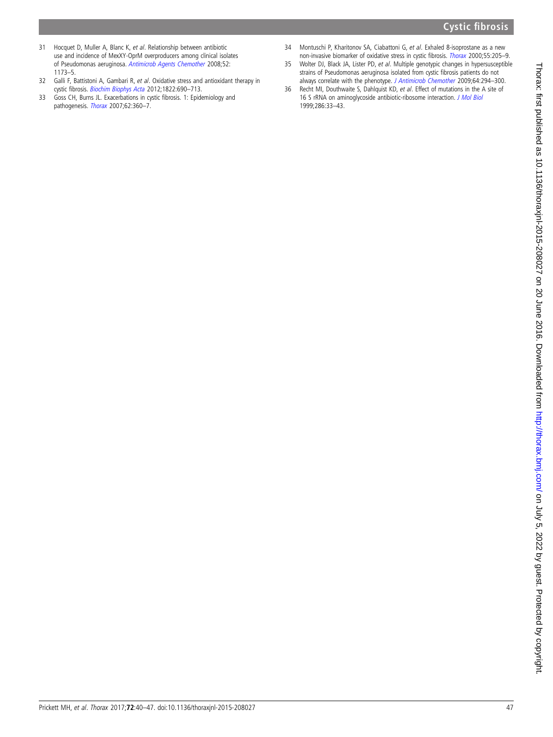31 Hocquet D, Muller A, Blanc K, *et al*. Relationship between antibiotic use and incidence of MexXY-OprM overproducers among clinical isolates of Pseudomonas aeruginosa. *Antimicrob Agents Chemother* 2008;52:1173–5.

32 Galli F, Battistoni A, Gambari R, *et al*. Oxidative stress and antioxidant therapy in cystic fibrosis. *Biochim Biophys Acta* 2012;1822:690–713.

33 Goss CH, Burns JL. Exacerbations in cystic fibrosis. 1: Epidemiology and pathogenesis. *Thorax* 2007;62:360–7.

34 Montuschi P, Kharitonov SA, Ciabattoni G, *et al*. Exhaled 8-isoprostane as a new non-invasive biomarker of oxidative stress in cystic fibrosis. *Thorax* 2000;55:205–9.

35 Wolter DJ, Black JA, Lister PD, *et al*. Multiple genotypic changes in hypersusceptible strains of Pseudomonas aeruginosa isolated from cystic fibrosis patients do not always correlate with the phenotype. *J Antimicrob Chemother* 2009;64:294–300.

36 Recht MI, Douthwaite S, Dahlquist KD, *et al*. Effect of mutations in the A site of 16 S rRNA on aminoglycoside antibiotic-ribosome interaction. *J Mol Biol* 1999;286:33–43.